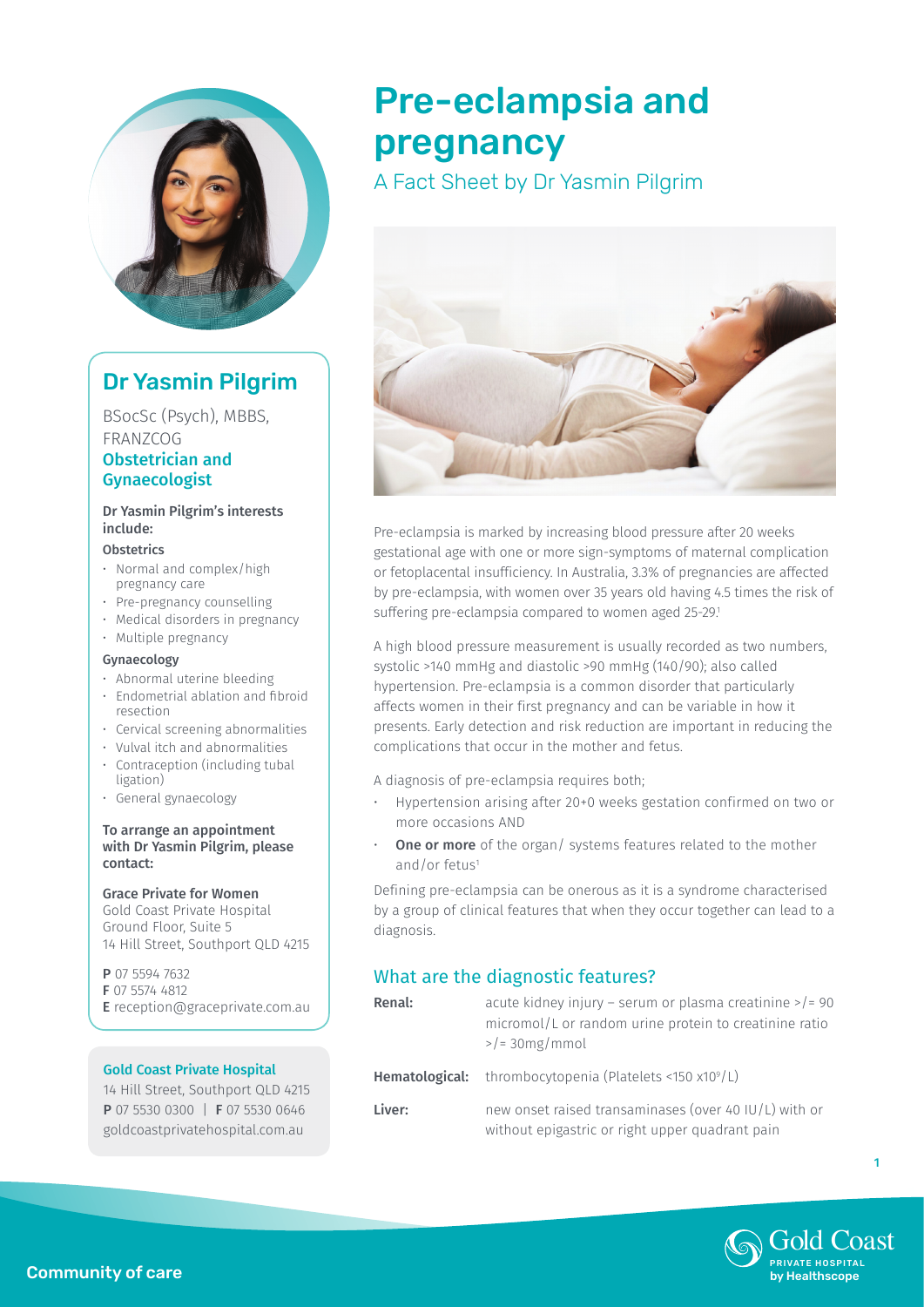# Pre-eclampsia and pregnancy

A Fact Sheet by Dr Yasmin Pilgrim

## Dr Yasmin Pilgrim

BSocSc (Psych), MBBS, FRANZCOG

**Obstetrician and Gynaecologist**

**Dr Yasmin Pilgrim's interests include:**

**Obstetrics**

- Normal and complex/high pregnancy care
- Pre-pregnancy counselling
- Medical disorders in pregnancy
- Multiple pregnancy

**Gynaecology**

- Abnormal uterine bleeding
- Endometrial ablation and fibroid resection
- Cervical screening abnormalities
- Vulval itch and abnormalities
- Contraception (including tubal ligation)
- General gynaecology

**To arrange an appointment with Dr Yasmin Pilgrim, please contact:**

**Grace Private for Women**
Gold Coast Private Hospital
Ground Floor, Suite 5
14 Hill Street, Southport QLD 4215

**P** 07 5594 7632
**F** 07 5574 4812
**E** reception@graceprivate.com.au

**Gold Coast Private Hospital**
14 Hill Street, Southport QLD 4215
**P** 07 5530 0300 | **F** 07 5530 0646
goldcoastprivatehospital.com.au

Pre-eclampsia is marked by increasing blood pressure after 20 weeks gestational age with one or more sign-symptoms of maternal complication or fetoplacental insufficiency. In Australia, 3.3% of pregnancies are affected by pre-eclampsia, with women over 35 years old having 4.5 times the risk of suffering pre-eclampsia compared to women aged 25-29.[1]

A high blood pressure measurement is usually recorded as two numbers, systolic >140 mmHg and diastolic >90 mmHg (140/90); also called hypertension. Pre-eclampsia is a common disorder that particularly affects women in their first pregnancy and can be variable in how it presents. Early detection and risk reduction are important in reducing the complications that occur in the mother and fetus.

A diagnosis of pre-eclampsia requires both;

- Hypertension arising after 20+0 weeks gestation confirmed on two or more occasions AND
- **One or more** of the organ/ systems features related to the mother and/or fetus[1]

Defining pre-eclampsia can be onerous as it is a syndrome characterised by a group of clinical features that when they occur together can lead to a diagnosis.

## What are the diagnostic features?

| | |
|---|---|
| **Renal:** | acute kidney injury – serum or plasma creatinine >/= 90 micromol/L or random urine protein to creatinine ratio >/= 30mg/mmol |
| **Hematological:** | thrombocytopenia (Platelets <150 x10$^9$/L) |
| **Liver:** | new onset raised transaminases (over 40 IU/L) with or without epigastric or right upper quadrant pain |

Community of care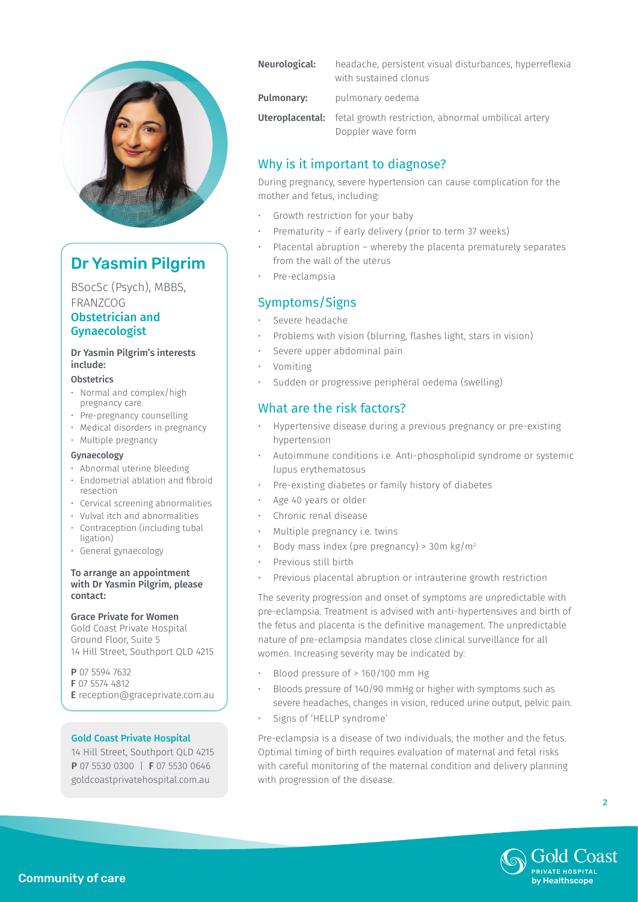## Dr Yasmin Pilgrim

BSocSc (Psych), MBBS, FRANZCOG

### Obstetrician and Gynaecologist

**Dr Yasmin Pilgrim's interests include:**

**Obstetrics**

- Normal and complex/high pregnancy care
- Pre-pregnancy counselling
- Medical disorders in pregnancy
- Multiple pregnancy

**Gynaecology**

- Abnormal uterine bleeding
- Endometrial ablation and fibroid resection
- Cervical screening abnormalities
- Vulval itch and abnormalities
- Contraception (including tubal ligation)
- General gynaecology

**To arrange an appointment with Dr Yasmin Pilgrim, please contact:**

**Grace Private for Women**
Gold Coast Private Hospital
Ground Floor, Suite 5
14 Hill Street, Southport QLD 4215

**P** 07 5594 7632
**F** 07 5574 4812
**E** reception@graceprivate.com.au

**Gold Coast Private Hospital**
14 Hill Street, Southport QLD 4215
**P** 07 5530 0300 | **F** 07 5530 0646
goldcoastprivatehospital.com.au

| | |
|---|---|
| **Neurological:** | headache, persistent visual disturbances, hyperreflexia with sustained clonus |
| **Pulmonary:** | pulmonary oedema |
| **Uteroplacental:** | fetal growth restriction, abnormal umbilical artery Doppler wave form |

## Why is it important to diagnose?

During pregnancy, severe hypertension can cause complication for the mother and fetus, including:

- Growth restriction for your baby
- Prematurity – if early delivery (prior to term 37 weeks)
- Placental abruption – whereby the placenta prematurely separates from the wall of the uterus
- Pre-eclampsia

## Symptoms/Signs

- Severe headache
- Problems with vision (blurring, flashes light, stars in vision)
- Severe upper abdominal pain
- Vomiting
- Sudden or progressive peripheral oedema (swelling)

## What are the risk factors?

- Hypertensive disease during a previous pregnancy or pre-existing hypertension
- Autoimmune conditions i.e. Anti-phospholipid syndrome or systemic lupus erythematosus
- Pre-existing diabetes or family history of diabetes
- Age 40 years or older
- Chronic renal disease
- Multiple pregnancy i.e. twins
- Body mass index (pre pregnancy) > 30m kg/m$^2$
- Previous still birth
- Previous placental abruption or intrauterine growth restriction

The severity progression and onset of symptoms are unpredictable with pre-eclampsia. Treatment is advised with anti-hypertensives and birth of the fetus and placenta is the definitive management. The unpredictable nature of pre-eclampsia mandates close clinical surveillance for all women. Increasing severity may be indicated by:

- Blood pressure of > 160/100 mm Hg
- Bloods pressure of 140/90 mmHg or higher with symptoms such as severe headaches, changes in vision, reduced urine output, pelvic pain.
- Signs of 'HELLP syndrome'

Pre-eclampsia is a disease of two individuals, the mother and the fetus. Optimal timing of birth requires evaluation of maternal and fetal risks with careful monitoring of the maternal condition and delivery planning with progression of the disease.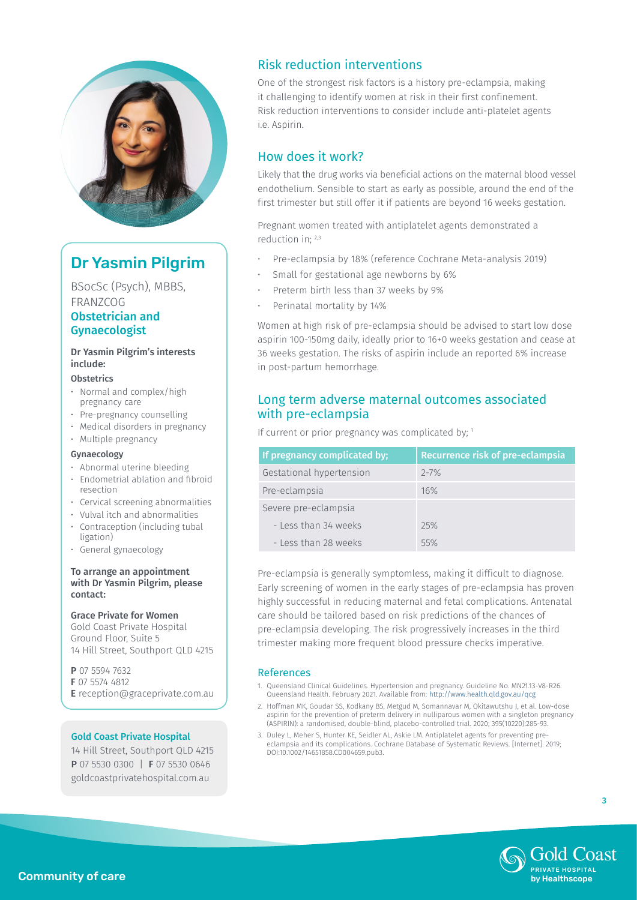## Dr Yasmin Pilgrim

BSocSc (Psych), MBBS, FRANZCOG
**Obstetrician and Gynaecologist**

**Dr Yasmin Pilgrim's interests include:**

**Obstetrics**

- Normal and complex/high pregnancy care
- Pre-pregnancy counselling
- Medical disorders in pregnancy
- Multiple pregnancy

**Gynaecology**

- Abnormal uterine bleeding
- Endometrial ablation and fibroid resection
- Cervical screening abnormalities
- Vulval itch and abnormalities
- Contraception (including tubal ligation)
- General gynaecology

**To arrange an appointment with Dr Yasmin Pilgrim, please contact:**

**Grace Private for Women**
Gold Coast Private Hospital
Ground Floor, Suite 5
14 Hill Street, Southport QLD 4215

**P** 07 5594 7632
**F** 07 5574 4812
**E** reception@graceprivate.com.au

**Gold Coast Private Hospital**
14 Hill Street, Southport QLD 4215
**P** 07 5530 0300 | **F** 07 5530 0646
goldcoastprivatehospital.com.au

## Risk reduction interventions

One of the strongest risk factors is a history pre-eclampsia, making it challenging to identify women at risk in their first confinement. Risk reduction interventions to consider include anti-platelet agents i.e. Aspirin.

## How does it work?

Likely that the drug works via beneficial actions on the maternal blood vessel endothelium. Sensible to start as early as possible, around the end of the first trimester but still offer it if patients are beyond 16 weeks gestation.

Pregnant women treated with antiplatelet agents demonstrated a reduction in; [2,3]

- Pre-eclampsia by 18% (reference Cochrane Meta-analysis 2019)
- Small for gestational age newborns by 6%
- Preterm birth less than 37 weeks by 9%
- Perinatal mortality by 14%

Women at high risk of pre-eclampsia should be advised to start low dose aspirin 100-150mg daily, ideally prior to 16+0 weeks gestation and cease at 36 weeks gestation. The risks of aspirin include an reported 6% increase in post-partum hemorrhage.

## Long term adverse maternal outcomes associated with pre-eclampsia

If current or prior pregnancy was complicated by; [1]

| If pregnancy complicated by; | Recurrence risk of pre-eclampsia |
|---|---|
| Gestational hypertension | 2-7% |
| Pre-eclampsia | 16% |
| Severe pre-eclampsia | |
| - Less than 34 weeks | 25% |
| - Less than 28 weeks | 55% |

Pre-eclampsia is generally symptomless, making it difficult to diagnose. Early screening of women in the early stages of pre-eclampsia has proven highly successful in reducing maternal and fetal complications. Antenatal care should be tailored based on risk predictions of the chances of pre-eclampsia developing. The risk progressively increases in the third trimester making more frequent blood pressure checks imperative.

### References

1. Queensland Clinical Guidelines. Hypertension and pregnancy. Guideline No. MN21.13-V8-R26. Queensland Health. February 2021. Available from: http://www.health.qld.gov.au/qcg
2. Hoffman MK, Goudar SS, Kodkany BS, Metgud M, Somannavar M, Okitawutshu J, et al. Low-dose aspirin for the prevention of preterm delivery in nulliparous women with a singleton pregnancy (ASPIRIN): a randomised, double-blind, placebo-controlled trial. 2020; 395(10220):285-93.
3. Duley L, Meher S, Hunter KE, Seidler AL, Askie LM. Antiplatelet agents for preventing pre-eclampsia and its complications. Cochrane Database of Systematic Reviews. [Internet]. 2019; DOI:10.1002/14651858.CD004659.pub3.